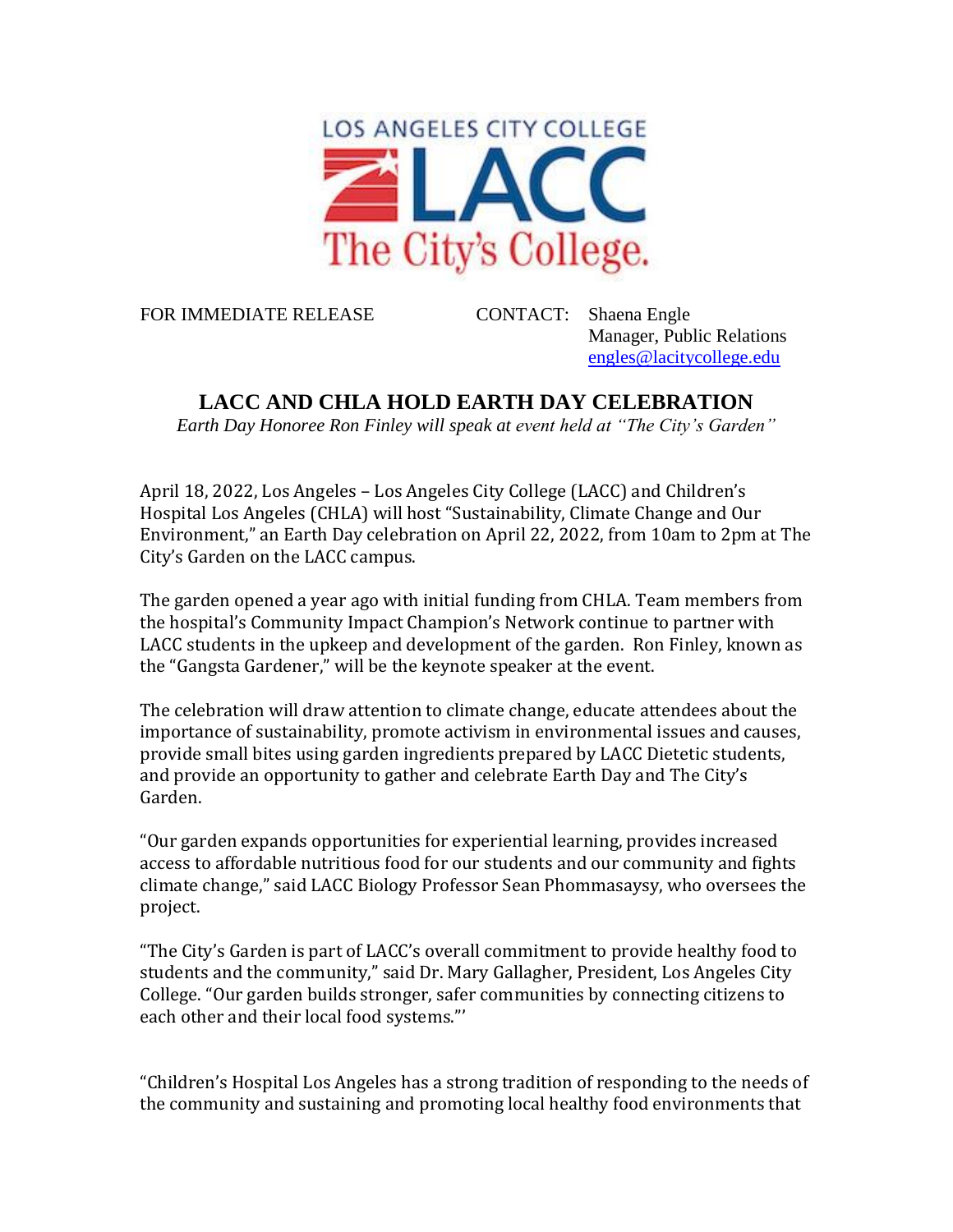LOS ANGELES CITY COLLEGE

LACC

The City's College.

FOR IMMEDIATE RELEASE

CONTACT: Shaena Engle
Manager, Public Relations
engles@lacitycollege.edu

# LACC AND CHLA HOLD EARTH DAY CELEBRATION

*Earth Day Honoree Ron Finley will speak at event held at "The City's Garden"*

April 18, 2022, Los Angeles – Los Angeles City College (LACC) and Children's Hospital Los Angeles (CHLA) will host "Sustainability, Climate Change and Our Environment," an Earth Day celebration on April 22, 2022, from 10am to 2pm at The City's Garden on the LACC campus.

The garden opened a year ago with initial funding from CHLA. Team members from the hospital's Community Impact Champion's Network continue to partner with LACC students in the upkeep and development of the garden. Ron Finley, known as the "Gangsta Gardener," will be the keynote speaker at the event.

The celebration will draw attention to climate change, educate attendees about the importance of sustainability, promote activism in environmental issues and causes, provide small bites using garden ingredients prepared by LACC Dietetic students, and provide an opportunity to gather and celebrate Earth Day and The City's Garden.

"Our garden expands opportunities for experiential learning, provides increased access to affordable nutritious food for our students and our community and fights climate change," said LACC Biology Professor Sean Phommasaysy, who oversees the project.

"The City's Garden is part of LACC's overall commitment to provide healthy food to students and the community," said Dr. Mary Gallagher, President, Los Angeles City College. "Our garden builds stronger, safer communities by connecting citizens to each other and their local food systems."'

"Children's Hospital Los Angeles has a strong tradition of responding to the needs of the community and sustaining and promoting local healthy food environments that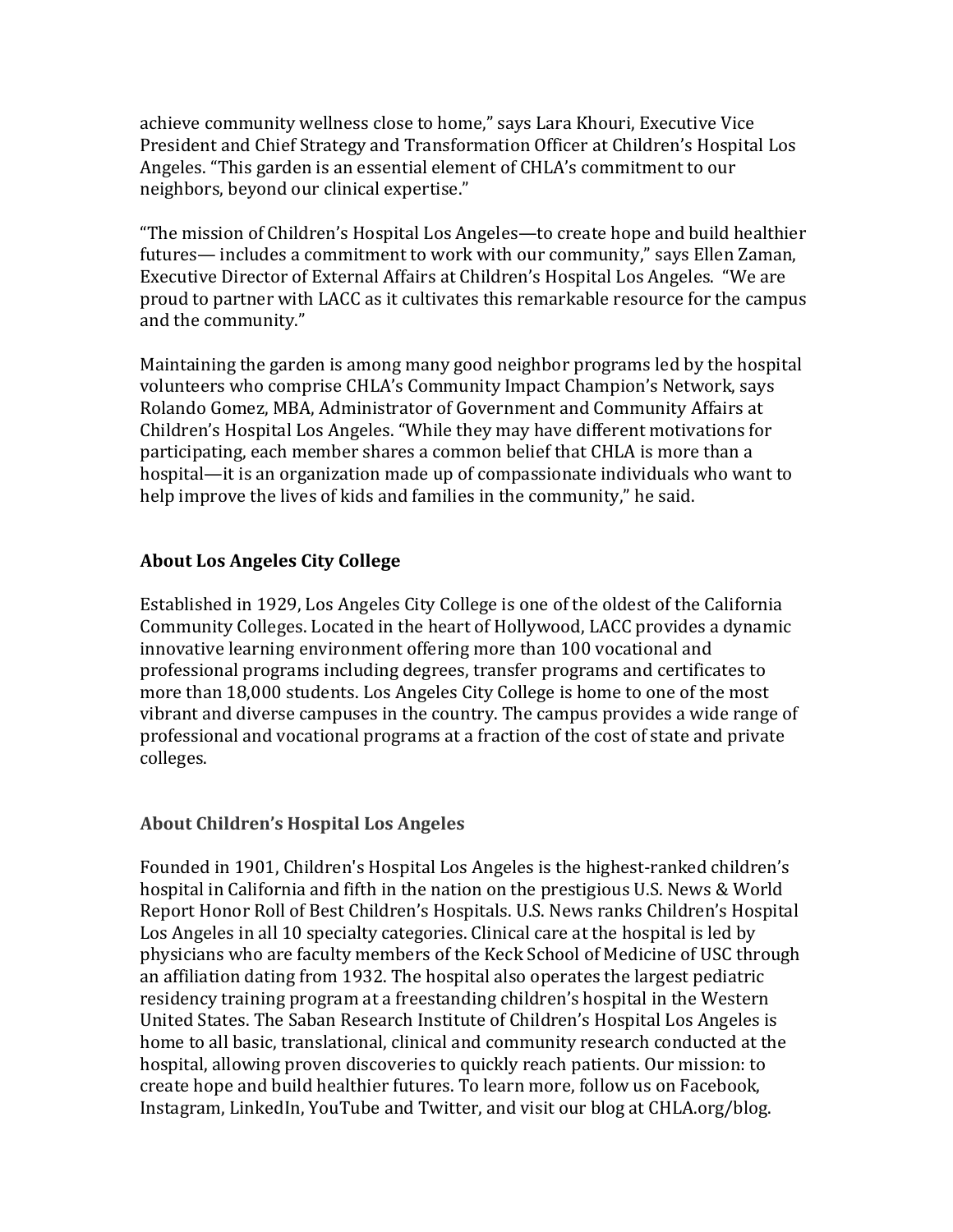achieve community wellness close to home," says Lara Khouri, Executive Vice President and Chief Strategy and Transformation Officer at Children's Hospital Los Angeles. "This garden is an essential element of CHLA's commitment to our neighbors, beyond our clinical expertise."

"The mission of Children's Hospital Los Angeles—to create hope and build healthier futures— includes a commitment to work with our community," says Ellen Zaman, Executive Director of External Affairs at Children's Hospital Los Angeles. "We are proud to partner with LACC as it cultivates this remarkable resource for the campus and the community."

Maintaining the garden is among many good neighbor programs led by the hospital volunteers who comprise CHLA's Community Impact Champion's Network, says Rolando Gomez, MBA, Administrator of Government and Community Affairs at Children's Hospital Los Angeles. "While they may have different motivations for participating, each member shares a common belief that CHLA is more than a hospital—it is an organization made up of compassionate individuals who want to help improve the lives of kids and families in the community," he said.

## About Los Angeles City College

Established in 1929, Los Angeles City College is one of the oldest of the California Community Colleges. Located in the heart of Hollywood, LACC provides a dynamic innovative learning environment offering more than 100 vocational and professional programs including degrees, transfer programs and certificates to more than 18,000 students. Los Angeles City College is home to one of the most vibrant and diverse campuses in the country. The campus provides a wide range of professional and vocational programs at a fraction of the cost of state and private colleges.

## About Children's Hospital Los Angeles

Founded in 1901, Children's Hospital Los Angeles is the highest-ranked children's hospital in California and fifth in the nation on the prestigious U.S. News & World Report Honor Roll of Best Children's Hospitals. U.S. News ranks Children's Hospital Los Angeles in all 10 specialty categories. Clinical care at the hospital is led by physicians who are faculty members of the Keck School of Medicine of USC through an affiliation dating from 1932. The hospital also operates the largest pediatric residency training program at a freestanding children's hospital in the Western United States. The Saban Research Institute of Children's Hospital Los Angeles is home to all basic, translational, clinical and community research conducted at the hospital, allowing proven discoveries to quickly reach patients. Our mission: to create hope and build healthier futures. To learn more, follow us on Facebook, Instagram, LinkedIn, YouTube and Twitter, and visit our blog at CHLA.org/blog.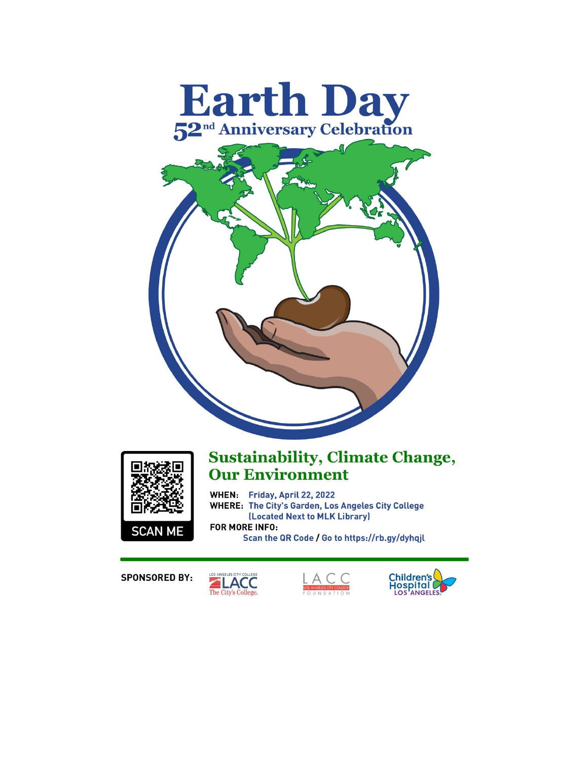# Earth Day

## 52nd Anniversary Celebration

## Sustainability, Climate Change, Our Environment

SCAN ME

**WHEN:** Friday, April 22, 2022

**WHERE:** The City's Garden, Los Angeles City College (Located Next to MLK Library)

**FOR MORE INFO:**

Scan the QR Code / Go to https://rb.gy/dyhqjl

**SPONSORED BY:**

LOS ANGELES CITY COLLEGE LACC The City's College.

LACC LOS ANGELES CITY COLLEGE FOUNDATION

Children's Hospital LOS ANGELES